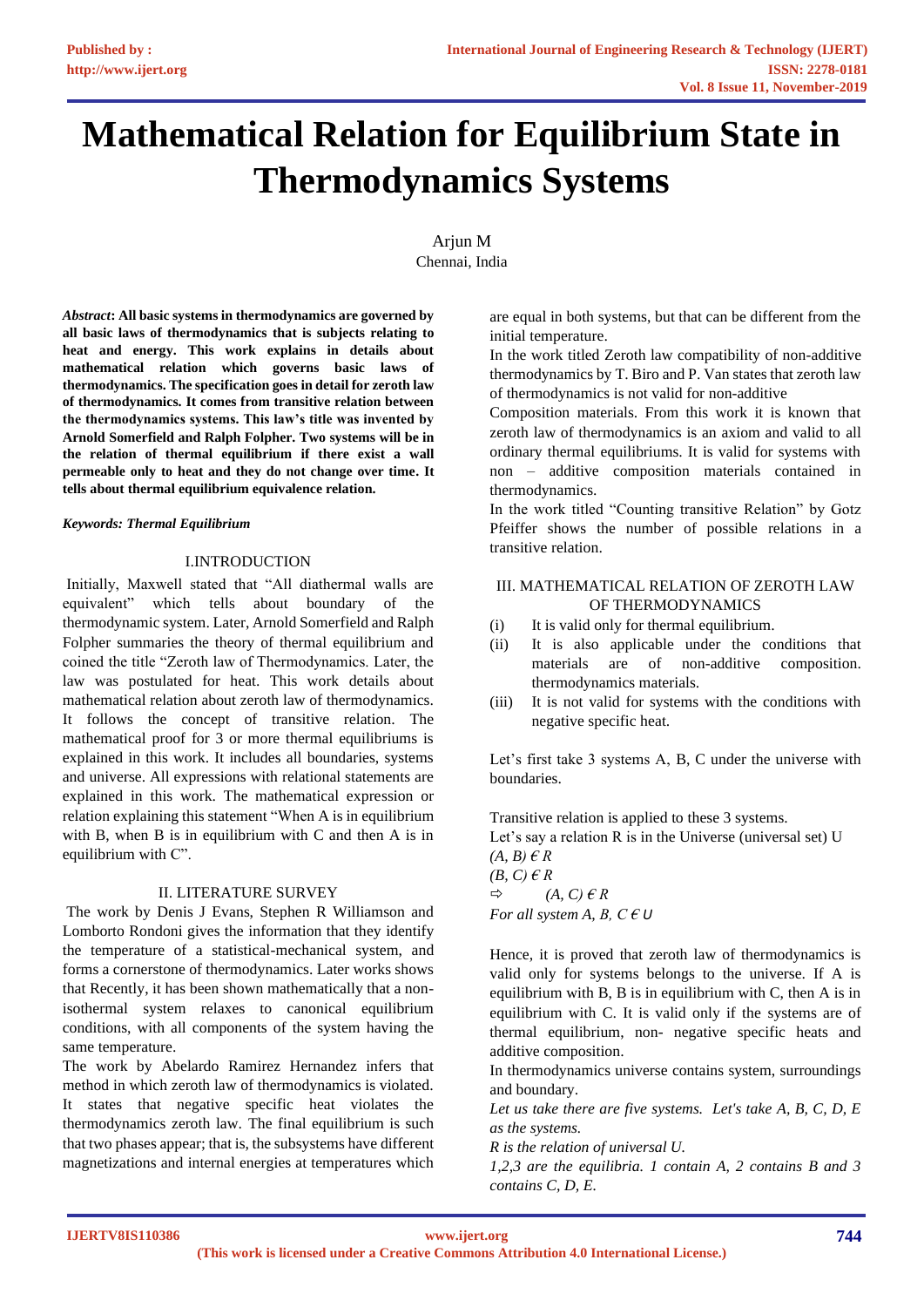# Mathematical Relation for Equilibrium State in Thermodynamics Systems

Arjun M
Chennai, India

***Abstract*: All basic systems in thermodynamics are governed by all basic laws of thermodynamics that is subjects relating to heat and energy. This work explains in details about mathematical relation which governs basic laws of thermodynamics. The specification goes in detail for zeroth law of thermodynamics. It comes from transitive relation between the thermodynamics systems. This law's title was invented by Arnold Somerfield and Ralph Folpher. Two systems will be in the relation of thermal equilibrium if there exist a wall permeable only to heat and they do not change over time. It tells about thermal equilibrium equivalence relation.**

***Keywords: Thermal Equilibrium***

## I.INTRODUCTION

Initially, Maxwell stated that "All diathermal walls are equivalent" which tells about boundary of the thermodynamic system. Later, Arnold Somerfield and Ralph Folpher summaries the theory of thermal equilibrium and coined the title "Zeroth law of Thermodynamics. Later, the law was postulated for heat. This work details about mathematical relation about zeroth law of thermodynamics. It follows the concept of transitive relation. The mathematical proof for 3 or more thermal equilibriums is explained in this work. It includes all boundaries, systems and universe. All expressions with relational statements are explained in this work. The mathematical expression or relation explaining this statement "When A is in equilibrium with B, when B is in equilibrium with C and then A is in equilibrium with C".

## II. LITERATURE SURVEY

The work by Denis J Evans, Stephen R Williamson and Lomborto Rondoni gives the information that they identify the temperature of a statistical-mechanical system, and forms a cornerstone of thermodynamics. Later works shows that Recently, it has been shown mathematically that a non-isothermal system relaxes to canonical equilibrium conditions, with all components of the system having the same temperature.

The work by Abelardo Ramirez Hernandez infers that method in which zeroth law of thermodynamics is violated. It states that negative specific heat violates the thermodynamics zeroth law. The final equilibrium is such that two phases appear; that is, the subsystems have different magnetizations and internal energies at temperatures which are equal in both systems, but that can be different from the initial temperature.

In the work titled Zeroth law compatibility of non-additive thermodynamics by T. Biro and P. Van states that zeroth law of thermodynamics is not valid for non-additive

Composition materials. From this work it is known that zeroth law of thermodynamics is an axiom and valid to all ordinary thermal equilibriums. It is valid for systems with non – additive composition materials contained in thermodynamics.

In the work titled "Counting transitive Relation" by Gotz Pfeiffer shows the number of possible relations in a transitive relation.

## III. MATHEMATICAL RELATION OF ZEROTH LAW OF THERMODYNAMICS

(i) It is valid only for thermal equilibrium.
(ii) It is also applicable under the conditions that materials are of non-additive composition. thermodynamics materials.
(iii) It is not valid for systems with the conditions with negative specific heat.

Let's first take 3 systems A, B, C under the universe with boundaries.

Transitive relation is applied to these 3 systems.
Let's say a relation R is in the Universe (universal set) U
*$(A, B) \in R$*
*$(B, C) \in R$*
$\Rightarrow$ *$(A, C) \in R$*
*For all system $A, B, C \in U$*

Hence, it is proved that zeroth law of thermodynamics is valid only for systems belongs to the universe. If A is equilibrium with B, B is in equilibrium with C, then A is in equilibrium with C. It is valid only if the systems are of thermal equilibrium, non- negative specific heats and additive composition.

In thermodynamics universe contains system, surroundings and boundary.

*Let us take there are five systems. Let's take A, B, C, D, E as the systems.*
*R is the relation of universal U.*
*1,2,3 are the equilibria. 1 contain A, 2 contains B and 3 contains C, D, E.*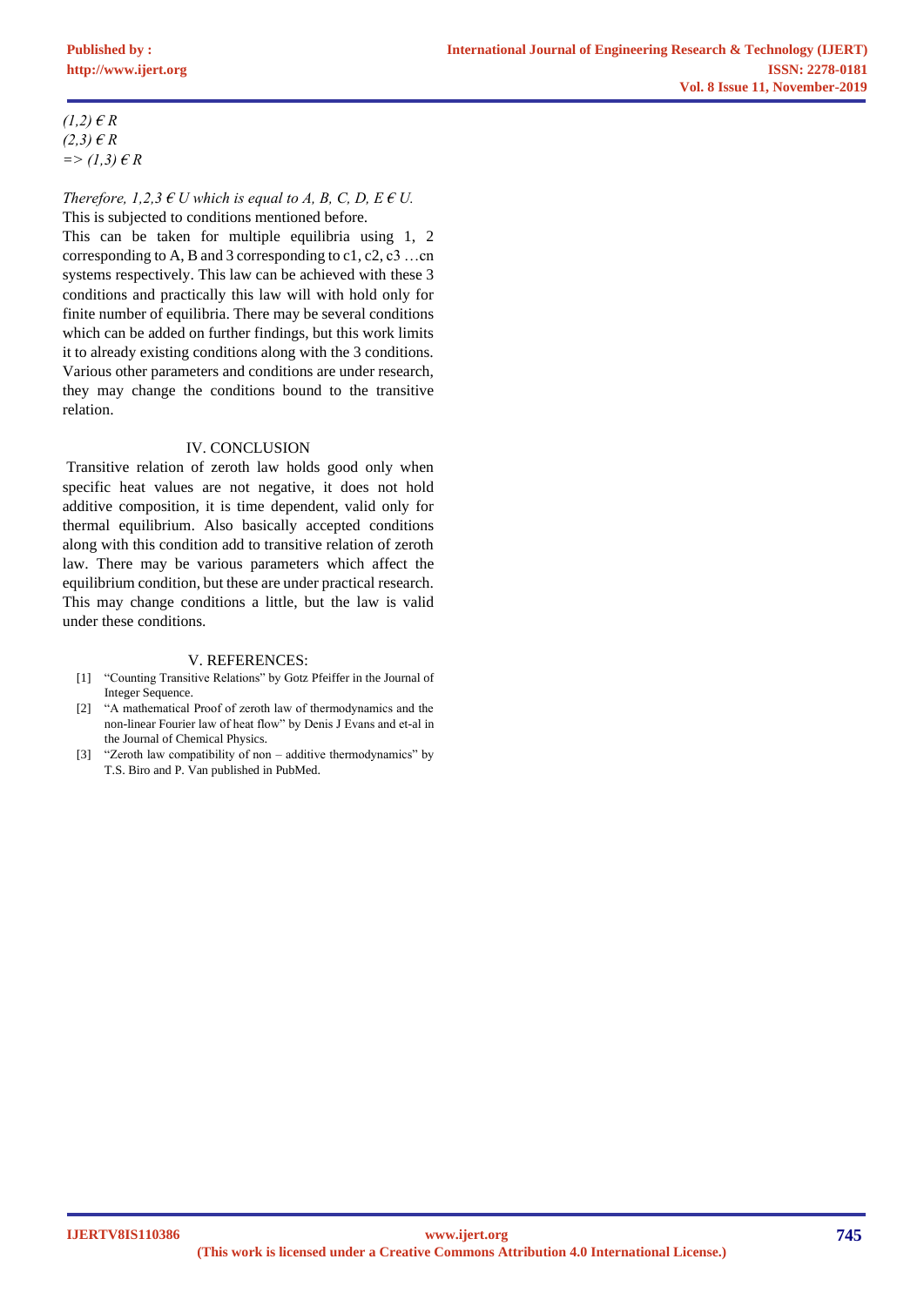*(1,2) ϵ R*
*(2,3) ϵ R*
*=> (1,3) ϵ R*

*Therefore, 1,2,3 ϵ U which is equal to A, B, C, D, E ϵ U.*
This is subjected to conditions mentioned before.
This can be taken for multiple equilibria using 1, 2 corresponding to A, B and 3 corresponding to c1, c2, c3 …cn systems respectively. This law can be achieved with these 3 conditions and practically this law will with hold only for finite number of equilibria. There may be several conditions which can be added on further findings, but this work limits it to already existing conditions along with the 3 conditions. Various other parameters and conditions are under research, they may change the conditions bound to the transitive relation.

## IV. CONCLUSION

Transitive relation of zeroth law holds good only when specific heat values are not negative, it does not hold additive composition, it is time dependent, valid only for thermal equilibrium. Also basically accepted conditions along with this condition add to transitive relation of zeroth law. There may be various parameters which affect the equilibrium condition, but these are under practical research. This may change conditions a little, but the law is valid under these conditions.

## V. REFERENCES:

[1] "Counting Transitive Relations" by Gotz Pfeiffer in the Journal of Integer Sequence.

[2] "A mathematical Proof of zeroth law of thermodynamics and the non-linear Fourier law of heat flow" by Denis J Evans and et-al in the Journal of Chemical Physics.

[3] "Zeroth law compatibility of non – additive thermodynamics" by T.S. Biro and P. Van published in PubMed.